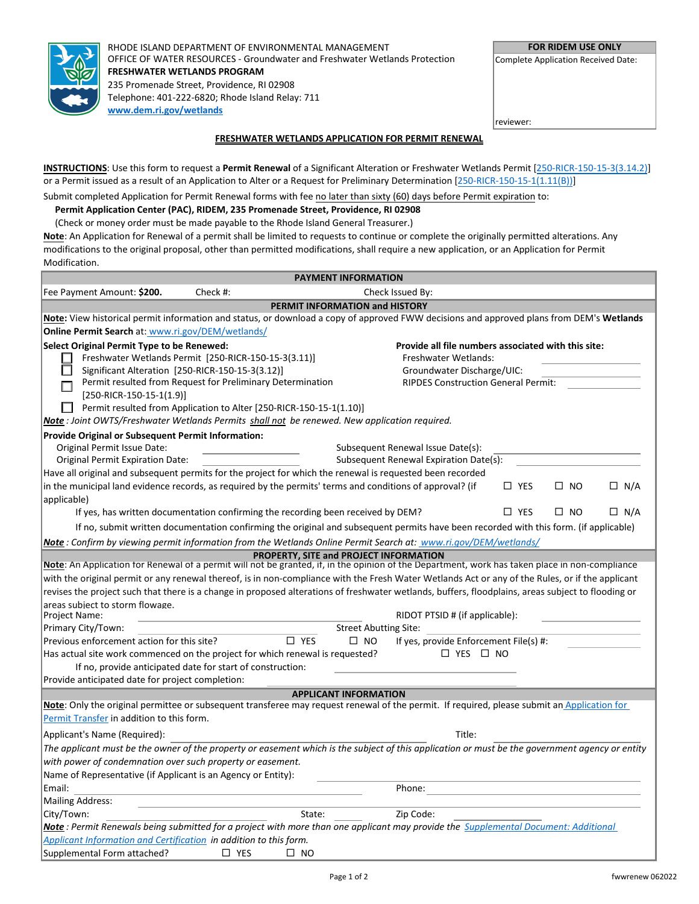RHODE ISLAND DEPARTMENT OF ENVIRONMENTAL MANAGEMENT
OFFICE OF WATER RESOURCES - Groundwater and Freshwater Wetlands Protection
**FRESHWATER WETLANDS PROGRAM**
235 Promenade Street, Providence, RI 02908
Telephone: 401-222-6820; Rhode Island Relay: 711
**www.dem.ri.gov/wetlands**

| FOR RIDEM USE ONLY |
|---|
| Complete Application Received Date: |
| reviewer: |

# FRESHWATER WETLANDS APPLICATION FOR PERMIT RENEWAL

**INSTRUCTIONS**: Use this form to request a **Permit Renewal** of a Significant Alteration or Freshwater Wetlands Permit [250-RICR-150-15-3(3.14.2)] or a Permit issued as a result of an Application to Alter or a Request for Preliminary Determination [250-RICR-150-15-1(1.11(B))]

Submit completed Application for Permit Renewal forms with fee no later than sixty (60) days before Permit expiration to:

**Permit Application Center (PAC), RIDEM, 235 Promenade Street, Providence, RI 02908**
(Check or money order must be made payable to the Rhode Island General Treasurer.)

**Note**: An Application for Renewal of a permit shall be limited to requests to continue or complete the originally permitted alterations. Any modifications to the original proposal, other than permitted modifications, shall require a new application, or an Application for Permit Modification.

## PAYMENT INFORMATION

Fee Payment Amount: **$200.** Check #: Check Issued By:

## PERMIT INFORMATION and HISTORY

**Note:** View historical permit information and status, or download a copy of approved FWW decisions and approved plans from DEM's **Wetlands Online Permit Search** at: www.ri.gov/DEM/wetlands/

**Select Original Permit Type to be Renewed:**
- ☐ Freshwater Wetlands Permit [250-RICR-150-15-3(3.11)]
- ☐ Significant Alteration [250-RICR-150-15-3(3.12)]
- ☐ Permit resulted from Request for Preliminary Determination [250-RICR-150-15-1(1.9)]
- ☐ Permit resulted from Application to Alter [250-RICR-150-15-1(1.10)]

**Provide all file numbers associated with this site:**
- Freshwater Wetlands: ______
- Groundwater Discharge/UIC: ______
- RIPDES Construction General Permit: ______

***Note** : Joint OWTS/Freshwater Wetlands Permits shall not be renewed. New application required.*

**Provide Original or Subsequent Permit Information:**

Original Permit Issue Date: ______ Subsequent Renewal Issue Date(s): ______
Original Permit Expiration Date: ______ Subsequent Renewal Expiration Date(s): ______

Have all original and subsequent permits for the project for which the renewal is requested been recorded in the municipal land evidence records, as required by the permits' terms and conditions of approval? (if applicable) ☐ YES ☐ NO ☐ N/A

If yes, has written documentation confirming the recording been received by DEM? ☐ YES ☐ NO ☐ N/A

If no, submit written documentation confirming the original and subsequent permits have been recorded with this form. (if applicable)

***Note** : Confirm by viewing permit information from the Wetlands Online Permit Search at: www.ri.gov/DEM/wetlands/*

## PROPERTY, SITE and PROJECT INFORMATION

**Note**: An Application for Renewal of a permit will not be granted, if, in the opinion of the Department, work has taken place in non-compliance with the original permit or any renewal thereof, is in non-compliance with the Fresh Water Wetlands Act or any of the Rules, or if the applicant revises the project such that there is a change in proposed alterations of freshwater wetlands, buffers, floodplains, areas subject to flooding or areas subject to storm flowage.

Project Name: ______ RIDOT PTSID # (if applicable): ______
Primary City/Town: ______ Street Abutting Site: ______
Previous enforcement action for this site? ☐ YES ☐ NO If yes, provide Enforcement File(s) #: ______
Has actual site work commenced on the project for which renewal is requested? ☐ YES ☐ NO
If no, provide anticipated date for start of construction: ______
Provide anticipated date for project completion: ______

## APPLICANT INFORMATION

**Note**: Only the original permittee or subsequent transferee may request renewal of the permit. If required, please submit an Application for Permit Transfer in addition to this form.

Applicant's Name (Required): ______ Title: ______

*The applicant must be the owner of the property or easement which is the subject of this application or must be the government agency or entity with power of condemnation over such property or easement.*

Name of Representative (if Applicant is an Agency or Entity): ______
Email: ______ Phone: ______
Mailing Address: ______
City/Town: ______ State: ______ Zip Code: ______

***Note** : Permit Renewals being submitted for a project with more than one applicant may provide the Supplemental Document: Additional Applicant Information and Certification in addition to this form.*

Supplemental Form attached? ☐ YES ☐ NO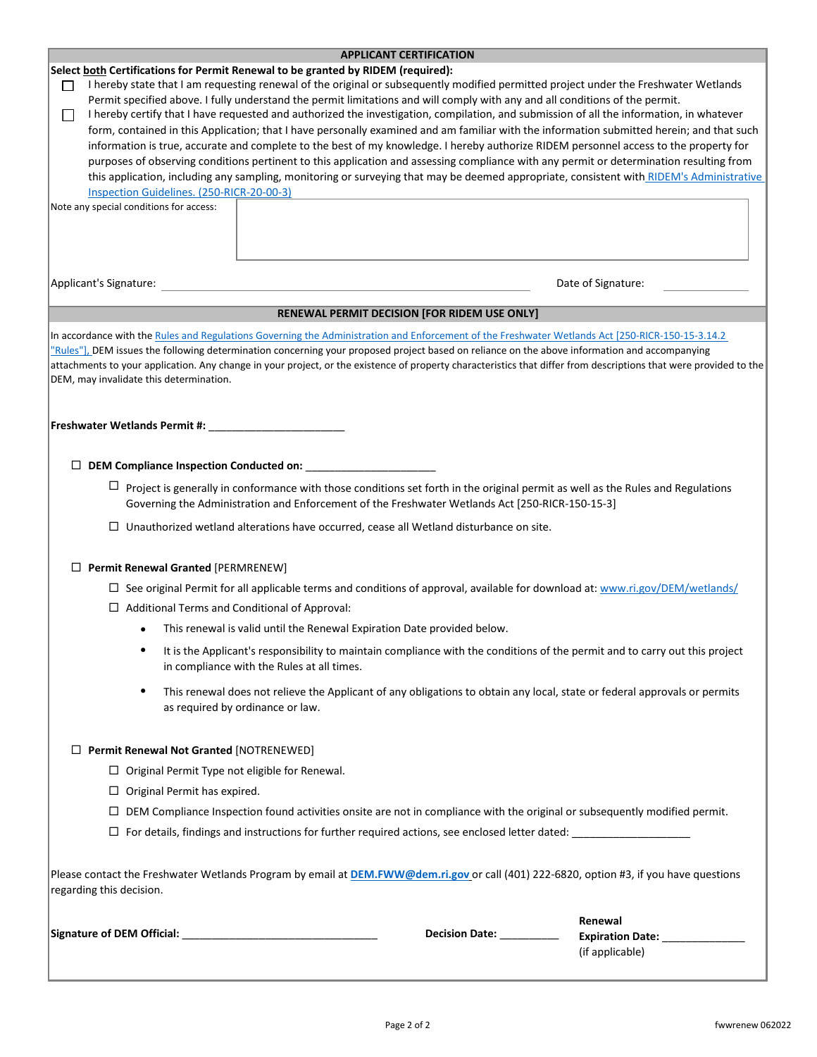## APPLICANT CERTIFICATION

**Select both Certifications for Permit Renewal to be granted by RIDEM (required):**

☐ I hereby state that I am requesting renewal of the original or subsequently modified permitted project under the Freshwater Wetlands Permit specified above. I fully understand the permit limitations and will comply with any and all conditions of the permit.

☐ I hereby certify that I have requested and authorized the investigation, compilation, and submission of all the information, in whatever form, contained in this Application; that I have personally examined and am familiar with the information submitted herein; and that such information is true, accurate and complete to the best of my knowledge. I hereby authorize RIDEM personnel access to the property for purposes of observing conditions pertinent to this application and assessing compliance with any permit or determination resulting from this application, including any sampling, monitoring or surveying that may be deemed appropriate, consistent with RIDEM's Administrative Inspection Guidelines. (250-RICR-20-00-3)

Note any special conditions for access:

Applicant's Signature: ______________________ Date of Signature: __________

## RENEWAL PERMIT DECISION [FOR RIDEM USE ONLY]

In accordance with the Rules and Regulations Governing the Administration and Enforcement of the Freshwater Wetlands Act [250-RICR-150-15-3.14.2 "Rules"], DEM issues the following determination concerning your proposed project based on reliance on the above information and accompanying attachments to your application. Any change in your project, or the existence of property characteristics that differ from descriptions that were provided to the DEM, may invalidate this determination.

**Freshwater Wetlands Permit #:** ______________________

☐ **DEM Compliance Inspection Conducted on:** ______________________

- ☐ Project is generally in conformance with those conditions set forth in the original permit as well as the Rules and Regulations Governing the Administration and Enforcement of the Freshwater Wetlands Act [250-RICR-150-15-3]
- ☐ Unauthorized wetland alterations have occurred, cease all Wetland disturbance on site.

☐ **Permit Renewal Granted** [PERMRENEW]

- ☐ See original Permit for all applicable terms and conditions of approval, available for download at: www.ri.gov/DEM/wetlands/
- ☐ Additional Terms and Conditional of Approval:
  - This renewal is valid until the Renewal Expiration Date provided below.
  - It is the Applicant's responsibility to maintain compliance with the conditions of the permit and to carry out this project in compliance with the Rules at all times.
  - This renewal does not relieve the Applicant of any obligations to obtain any local, state or federal approvals or permits as required by ordinance or law.

☐ **Permit Renewal Not Granted** [NOTRENEWED]

- ☐ Original Permit Type not eligible for Renewal.
- ☐ Original Permit has expired.
- ☐ DEM Compliance Inspection found activities onsite are not in compliance with the original or subsequently modified permit.
- ☐ For details, findings and instructions for further required actions, see enclosed letter dated: ____________________

Please contact the Freshwater Wetlands Program by email at **DEM.FWW@dem.ri.gov** or call (401) 222-6820, option #3, if you have questions regarding this decision.

**Signature of DEM Official:** ________________________________ **Decision Date:** __________ **Renewal Expiration Date:** ______________ (if applicable)

fwwrenew 062022